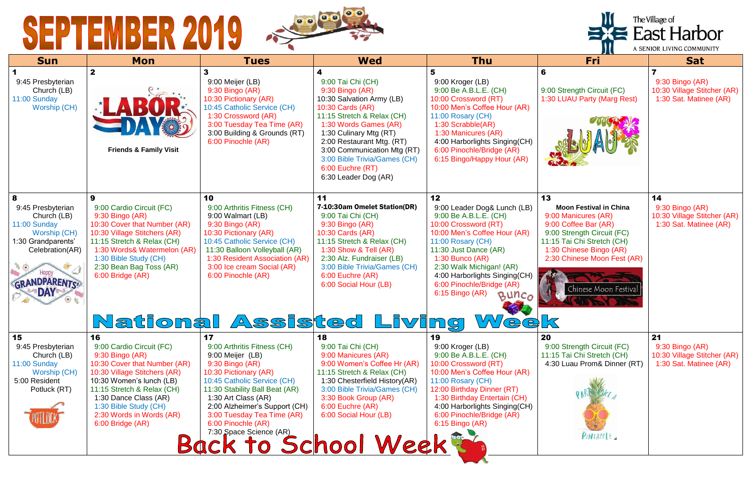# SEPTEMBER 2019

The Village of East Harbor
A SENIOR LIVING COMMUNITY

| Sun | Mon | Tues | Wed | Thu | Fri | Sat |
|---|---|---|---|---|---|---|
| **1**<br>9:45 Presbyterian Church (LB)<br>11:00 Sunday Worship (CH) | **2**<br>LABOR DAY<br>**Friends & Family Visit** | **3**<br>9:00 Meijer (LB)<br>9:30 Bingo (AR)<br>10:30 Pictionary (AR)<br>10:45 Catholic Service (CH)<br>1:30 Crossword (AR)<br>3:00 Tuesday Tea Time (AR)<br>3:00 Building & Grounds (RT)<br>6:00 Pinochle (AR) | **4**<br>9:00 Tai Chi (CH)<br>9:30 Bingo (AR)<br>10:30 Salvation Army (LB)<br>10:30 Cards (AR)<br>11:15 Stretch & Relax (CH)<br>1:30 Words Games (AR)<br>1:30 Culinary Mtg (RT)<br>2:00 Restaurant Mtg. (RT)<br>3:00 Communication Mtg (RT)<br>3:00 Bible Trivia/Games (CH)<br>6:00 Euchre (RT)<br>6:30 Leader Dog (AR) | **5**<br>9:00 Kroger (LB)<br>9:00 Be A.B.L.E. (CH)<br>10:00 Crossword (RT)<br>10:00 Men's Coffee Hour (AR)<br>11:00 Rosary (CH)<br>1:30 Scrabble(AR)<br>1:30 Manicures (AR)<br>4:00 Harborlights Singing(CH)<br>6:00 Pinochle/Bridge (AR)<br>6:15 Bingo/Happy Hour (AR) | **6**<br>9:00 Strength Circuit (FC)<br>1:30 LUAU Party (Marg Rest)<br>LUAU | **7**<br>9:30 Bingo (AR)<br>10:30 Village Stitcher (AR)<br>1:30 Sat. Matinee (AR) |
| **8**<br>9:45 Presbyterian Church (LB)<br>11:00 Sunday Worship (CH)<br>1:30 Grandparents' Celebration(AR)<br>Happy GRANDPARENTS DAY | **9**<br>9:00 Cardio Circuit (FC)<br>9:30 Bingo (AR)<br>10:30 Cover that Number (AR)<br>10:30 Village Stitchers (AR)<br>11:15 Stretch & Relax (CH)<br>1:30 Words& Watermelon (AR)<br>1:30 Bible Study (CH)<br>2:30 Bean Bag Toss (AR)<br>6:00 Bridge (AR) | **10**<br>9:00 Arthritis Fitness (CH)<br>9:00 Walmart (LB)<br>9:30 Bingo (AR)<br>10:30 Pictionary (AR)<br>10:45 Catholic Service (CH)<br>11:30 Balloon Volleyball (AR)<br>1:30 Resident Association (AR)<br>3:00 Ice cream Social (AR)<br>6:00 Pinochle (AR) | **11**<br>**7-10:30am Omelet Station(DR)**<br>9:00 Tai Chi (CH)<br>9:30 Bingo (AR)<br>10:30 Cards (AR)<br>11:15 Stretch & Relax (CH)<br>1:30 Show & Tell (AR)<br>2:30 Alz. Fundraiser (LB)<br>3:00 Bible Trivia/Games (CH)<br>6:00 Euchre (AR)<br>6:00 Social Hour (LB) | **12**<br>9:00 Leader Dog& Lunch (LB)<br>9:00 Be A.B.L.E. (CH)<br>10:00 Crossword (RT)<br>10:00 Men's Coffee Hour (AR)<br>11:00 Rosary (CH)<br>11:30 Just Dance (AR)<br>1:30 Bunco (AR)<br>2:30 Walk Michigan! (AR)<br>4:00 Harborlights Singing(CH)<br>6:00 Pinochle/Bridge (AR)<br>6:15 Bingo (AR)<br>Bunco | **13**<br>**Moon Festival in China**<br>9:00 Manicures (AR)<br>9:00 Coffee Bar (AR)<br>9:00 Strength Circuit (FC)<br>11:15 Tai Chi Stretch (CH)<br>1:30 Chinese Bingo (AR)<br>2:30 Chinese Moon Fest (AR)<br>Chinese Moon Festival | **14**<br>9:30 Bingo (AR)<br>10:30 Village Stitcher (AR)<br>1:30 Sat. Matinee (AR) |
| | **National Assisted Living Week** | | | | | |
| **15**<br>9:45 Presbyterian Church (LB)<br>11:00 Sunday Worship (CH)<br>5:00 Resident Potluck (RT)<br>POTLUCK | **16**<br>9:00 Cardio Circuit (FC)<br>9:30 Bingo (AR)<br>10:30 Cover that Number (AR)<br>10:30 Village Stitchers (AR)<br>10:30 Women's lunch (LB)<br>11:15 Stretch & Relax (CH)<br>1:30 Dance Class (AR)<br>1:30 Bible Study (CH)<br>2:30 Words in Words (AR)<br>6:00 Bridge (AR) | **17**<br>9:00 Arthritis Fitness (CH)<br>9:00 Meijer (LB)<br>9:30 Bingo (AR)<br>10:30 Pictionary (AR)<br>10:45 Catholic Service (CH)<br>11:30 Stability Ball Beat (AR)<br>1:30 Art Class (AR)<br>2:00 Alzheimer's Support (CH)<br>3:00 Tuesday Tea Time (AR)<br>6:00 Pinochle (AR)<br>7:30 Space Science (AR) | **18**<br>9:00 Tai Chi (CH)<br>9:00 Manicures (AR)<br>9:00 Women's Coffee Hr (AR)<br>11:15 Stretch & Relax (CH)<br>1:30 Chesterfield History(AR)<br>3:00 Bible Trivia/Games (CH)<br>3:30 Book Group (AR)<br>6:00 Euchre (AR)<br>6:00 Social Hour (LB) | **19**<br>9:00 Kroger (LB)<br>9:00 Be A.B.L.E. (CH)<br>10:00 Crossword (RT)<br>10:00 Men's Coffee Hour (AR)<br>11:00 Rosary (CH)<br>12:00 Birthday Dinner (RT)<br>1:30 Birthday Entertain (CH)<br>4:00 Harborlights Singing(CH)<br>6:00 Pinochle/Bridge (AR)<br>6:15 Bingo (AR) | **20**<br>9:00 Strength Circuit (FC)<br>11:15 Tai Chi Stretch (CH)<br>4:30 Luau Prom& Dinner (RT)<br>PARTY LIKE A PINEAPPLE | **21**<br>9:30 Bingo (AR)<br>10:30 Village Stitcher (AR)<br>1:30 Sat. Matinee (AR) |
| | **Back to School Week** | | | | | |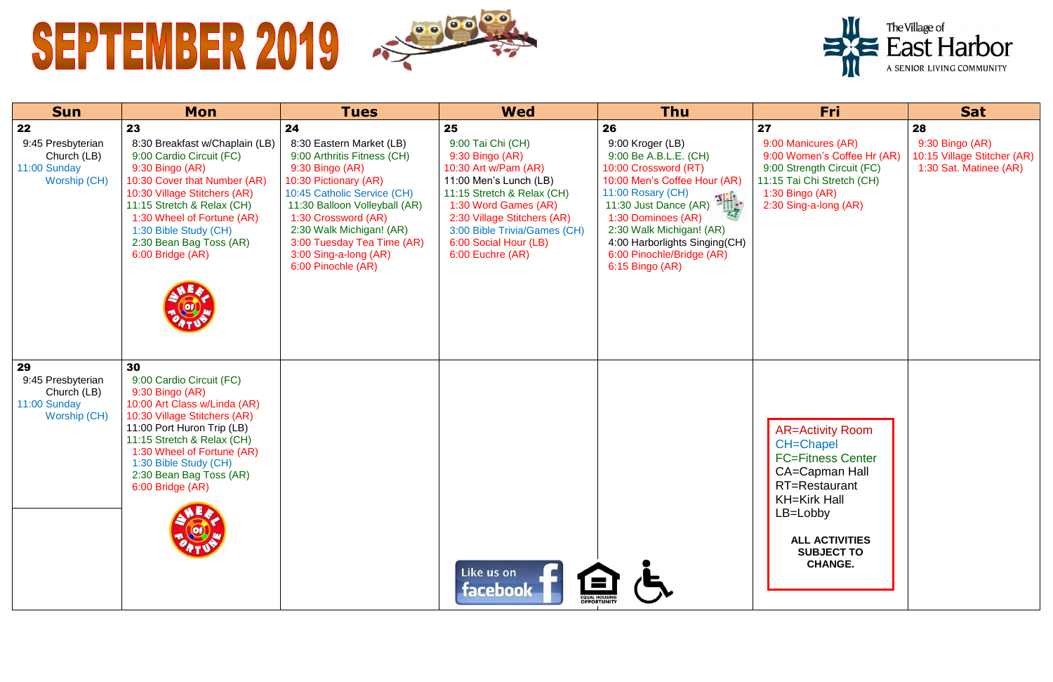# SEPTEMBER 2019

The Village of East Harbor
A SENIOR LIVING COMMUNITY

| Sun | Mon | Tues | Wed | Thu | Fri | Sat |
|---|---|---|---|---|---|---|
| **22**<br>9:45 Presbyterian Church (LB)<br>11:00 Sunday Worship (CH) | **23**<br>8:30 Breakfast w/Chaplain (LB)<br>9:00 Cardio Circuit (FC)<br>9:30 Bingo (AR)<br>10:30 Cover that Number (AR)<br>10:30 Village Stitchers (AR)<br>11:15 Stretch & Relax (CH)<br>1:30 Wheel of Fortune (AR)<br>1:30 Bible Study (CH)<br>2:30 Bean Bag Toss (AR)<br>6:00 Bridge (AR) | **24**<br>8:30 Eastern Market (LB)<br>9:00 Arthritis Fitness (CH)<br>9:30 Bingo (AR)<br>10:30 Pictionary (AR)<br>10:45 Catholic Service (CH)<br>11:30 Balloon Volleyball (AR)<br>1:30 Crossword (AR)<br>2:30 Walk Michigan! (AR)<br>3:00 Tuesday Tea Time (AR)<br>3:00 Sing-a-long (AR)<br>6:00 Pinochle (AR) | **25**<br>9:00 Tai Chi (CH)<br>9:30 Bingo (AR)<br>10:30 Art w/Pam (AR)<br>11:00 Men's Lunch (LB)<br>11:15 Stretch & Relax (CH)<br>1:30 Word Games (AR)<br>2:30 Village Stitchers (AR)<br>3:00 Bible Trivia/Games (CH)<br>6:00 Social Hour (LB)<br>6:00 Euchre (AR) | **26**<br>9:00 Kroger (LB)<br>9:00 Be A.B.L.E. (CH)<br>10:00 Crossword (RT)<br>10:00 Men's Coffee Hour (AR)<br>11:00 Rosary (CH)<br>11:30 Just Dance (AR)<br>1:30 Dominoes (AR)<br>2:30 Walk Michigan! (AR)<br>4:00 Harborlights Singing(CH)<br>6:00 Pinochle/Bridge (AR)<br>6:15 Bingo (AR) | **27**<br>9:00 Manicures (AR)<br>9:00 Women's Coffee Hr (AR)<br>9:00 Strength Circuit (FC)<br>11:15 Tai Chi Stretch (CH)<br>1:30 Bingo (AR)<br>2:30 Sing-a-long (AR) | **28**<br>9:30 Bingo (AR)<br>10:15 Village Stitcher (AR)<br>1:30 Sat. Matinee (AR) |
| **29**<br>9:45 Presbyterian Church (LB)<br>11:00 Sunday Worship (CH) | **30**<br>9:00 Cardio Circuit (FC)<br>9:30 Bingo (AR)<br>10:00 Art Class w/Linda (AR)<br>10:30 Village Stitchers (AR)<br>11:00 Port Huron Trip (LB)<br>11:15 Stretch & Relax (CH)<br>1:30 Wheel of Fortune (AR)<br>1:30 Bible Study (CH)<br>2:30 Bean Bag Toss (AR)<br>6:00 Bridge (AR) | | | | AR=Activity Room<br>CH=Chapel<br>FC=Fitness Center<br>CA=Capman Hall<br>RT=Restaurant<br>KH=Kirk Hall<br>LB=Lobby<br><br>**ALL ACTIVITIES SUBJECT TO CHANGE.** | |

Like us on facebook

EQUAL HOUSING OPPORTUNITY